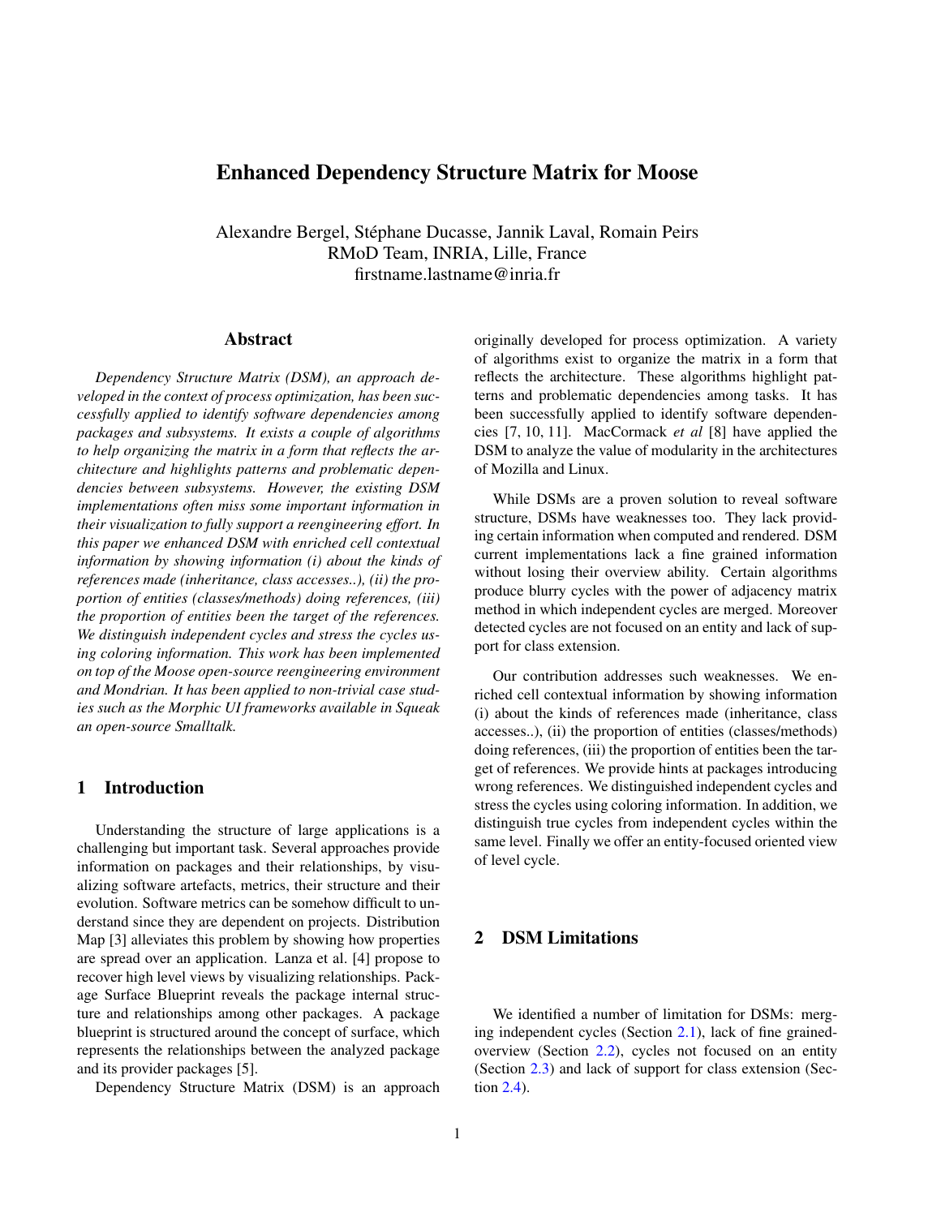# Enhanced Dependency Structure Matrix for Moose

Alexandre Bergel, Stéphane Ducasse, Jannik Laval, Romain Peirs
RMoD Team, INRIA, Lille, France
firstname.lastname@inria.fr

## Abstract

*Dependency Structure Matrix (DSM), an approach developed in the context of process optimization, has been successfully applied to identify software dependencies among packages and subsystems. It exists a couple of algorithms to help organizing the matrix in a form that reflects the architecture and highlights patterns and problematic dependencies between subsystems. However, the existing DSM implementations often miss some important information in their visualization to fully support a reengineering effort. In this paper we enhanced DSM with enriched cell contextual information by showing information (i) about the kinds of references made (inheritance, class accesses..), (ii) the proportion of entities (classes/methods) doing references, (iii) the proportion of entities been the target of the references. We distinguish independent cycles and stress the cycles using coloring information. This work has been implemented on top of the Moose open-source reengineering environment and Mondrian. It has been applied to non-trivial case studies such as the Morphic UI frameworks available in Squeak an open-source Smalltalk.*

## 1 Introduction

Understanding the structure of large applications is a challenging but important task. Several approaches provide information on packages and their relationships, by visualizing software artefacts, metrics, their structure and their evolution. Software metrics can be somehow difficult to understand since they are dependent on projects. Distribution Map [3] alleviates this problem by showing how properties are spread over an application. Lanza et al. [4] propose to recover high level views by visualizing relationships. Package Surface Blueprint reveals the package internal structure and relationships among other packages. A package blueprint is structured around the concept of surface, which represents the relationships between the analyzed package and its provider packages [5].

Dependency Structure Matrix (DSM) is an approach originally developed for process optimization. A variety of algorithms exist to organize the matrix in a form that reflects the architecture. These algorithms highlight patterns and problematic dependencies among tasks. It has been successfully applied to identify software dependencies [7, 10, 11]. MacCormack *et al* [8] have applied the DSM to analyze the value of modularity in the architectures of Mozilla and Linux.

While DSMs are a proven solution to reveal software structure, DSMs have weaknesses too. They lack providing certain information when computed and rendered. DSM current implementations lack a fine grained information without losing their overview ability. Certain algorithms produce blurry cycles with the power of adjacency matrix method in which independent cycles are merged. Moreover detected cycles are not focused on an entity and lack of support for class extension.

Our contribution addresses such weaknesses. We enriched cell contextual information by showing information (i) about the kinds of references made (inheritance, class accesses..), (ii) the proportion of entities (classes/methods) doing references, (iii) the proportion of entities been the target of references. We provide hints at packages introducing wrong references. We distinguished independent cycles and stress the cycles using coloring information. In addition, we distinguish true cycles from independent cycles within the same level. Finally we offer an entity-focused oriented view of level cycle.

## 2 DSM Limitations

We identified a number of limitation for DSMs: merging independent cycles (Section 2.1), lack of fine grained-overview (Section 2.2), cycles not focused on an entity (Section 2.3) and lack of support for class extension (Section 2.4).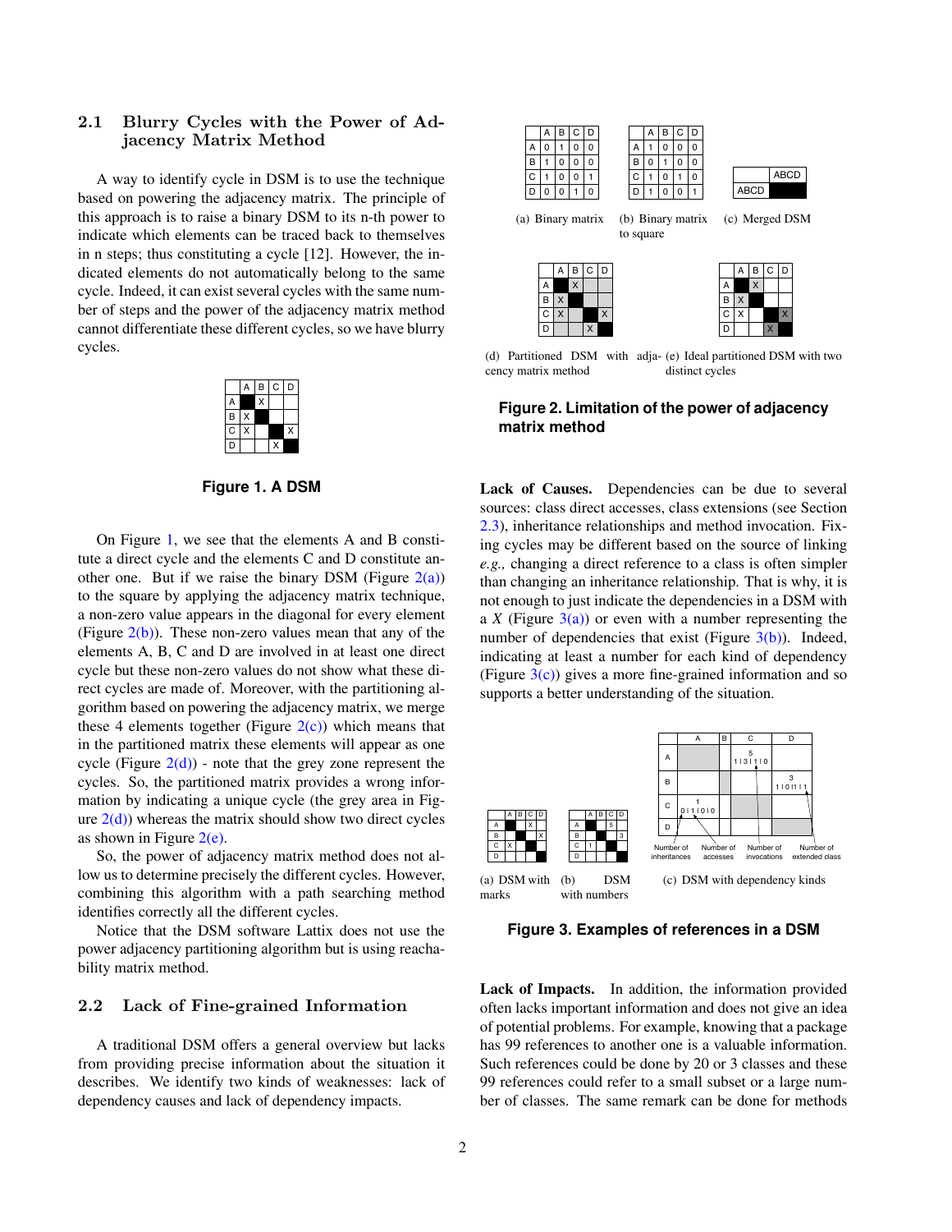## 2.1 Blurry Cycles with the Power of Adjacency Matrix Method

A way to identify cycle in DSM is to use the technique based on powering the adjacency matrix. The principle of this approach is to raise a binary DSM to its n-th power to indicate which elements can be traced back to themselves in n steps; thus constituting a cycle [12]. However, the indicated elements do not automatically belong to the same cycle. Indeed, it can exist several cycles with the same number of steps and the power of the adjacency matrix method cannot differentiate these different cycles, so we have blurry cycles.

|   | A | B | C | D |
|---|---|---|---|---|
| A |   | X |   |   |
| B | X |   |   |   |
| C | X |   |   | X |
| D |   |   | X |   |

**Figure 1. A DSM**

On Figure 1, we see that the elements A and B constitute a direct cycle and the elements C and D constitute another one. But if we raise the binary DSM (Figure 2(a)) to the square by applying the adjacency matrix technique, a non-zero value appears in the diagonal for every element (Figure 2(b)). These non-zero values mean that any of the elements A, B, C and D are involved in at least one direct cycle but these non-zero values do not show what these direct cycles are made of. Moreover, with the partitioning algorithm based on powering the adjacency matrix, we merge these 4 elements together (Figure 2(c)) which means that in the partitioned matrix these elements will appear as one cycle (Figure 2(d)) - note that the grey zone represent the cycles. So, the partitioned matrix provides a wrong information by indicating a unique cycle (the grey area in Figure 2(d)) whereas the matrix should show two direct cycles as shown in Figure 2(e).

So, the power of adjacency matrix method does not allow us to determine precisely the different cycles. However, combining this algorithm with a path searching method identifies correctly all the different cycles.

Notice that the DSM software Lattix does not use the power adjacency partitioning algorithm but is using reachability matrix method.

|   | A | B | C | D |
|---|---|---|---|---|
| A | 0 | 1 | 0 | 0 |
| B | 1 | 0 | 0 | 0 |
| C | 1 | 0 | 0 | 1 |
| D | 0 | 0 | 1 | 0 |

(a) Binary matrix

|   | A | B | C | D |
|---|---|---|---|---|
| A | 1 | 0 | 0 | 0 |
| B | 0 | 1 | 0 | 0 |
| C | 1 | 0 | 1 | 0 |
| D | 1 | 0 | 0 | 1 |

(b) Binary matrix to square

|      | ABCD |
|------|------|
| ABCD |      |

(c) Merged DSM

|   | A | B | C | D |
|---|---|---|---|---|
| A |   | X |   |   |
| B | X |   |   |   |
| C | X |   |   | X |
| D |   |   | X |   |

(d) Partitioned DSM with adjacency matrix method

|   | A | B | C | D |
|---|---|---|---|---|
| A |   | X |   |   |
| B | X |   |   |   |
| C | X |   |   | X |
| D |   |   | X |   |

(e) Ideal partitioned DSM with two distinct cycles

**Figure 2. Limitation of the power of adjacency matrix method**

## 2.2 Lack of Fine-grained Information

A traditional DSM offers a general overview but lacks from providing precise information about the situation it describes. We identify two kinds of weaknesses: lack of dependency causes and lack of dependency impacts.

**Lack of Causes.** Dependencies can be due to several sources: class direct accesses, class extensions (see Section 2.3), inheritance relationships and method invocation. Fixing cycles may be different based on the source of linking *e.g.,* changing a direct reference to a class is often simpler than changing an inheritance relationship. That is why, it is not enough to just indicate the dependencies in a DSM with a *X* (Figure 3(a)) or even with a number representing the number of dependencies that exist (Figure 3(b)). Indeed, indicating at least a number for each kind of dependency (Figure 3(c)) gives a more fine-grained information and so supports a better understanding of the situation.

|   | A | B | C | D |
|---|---|---|---|---|
| A |   |   | X |   |
| B |   |   |   | X |
| C | X |   |   |   |
| D |   |   |   |   |

(a) DSM with marks

|   | A | B | C | D |
|---|---|---|---|---|
| A |   |   | 5 |   |
| B |   |   |   | 3 |
| C | 1 |   |   |   |
| D |   |   |   |   |

(b) DSM with numbers

|   | A | B | C | D |
|---|---|---|---|---|
| A |   |   | 5<br>1 \| 3 \| 1 \| 0 |   |
| B |   |   |   | 3<br>1 \| 0 \| 1 \| 1 |
| C | 1<br>0 \| 1 \| 0 \| 0 |   |   |   |
| D |   |   |   |   |

Number of inheritances | Number of accesses | Number of invocations | Number of extended class

(c) DSM with dependency kinds

**Figure 3. Examples of references in a DSM**

**Lack of Impacts.** In addition, the information provided often lacks important information and does not give an idea of potential problems. For example, knowing that a package has 99 references to another one is a valuable information. Such references could be done by 20 or 3 classes and these 99 references could refer to a small subset or a large number of classes. The same remark can be done for methods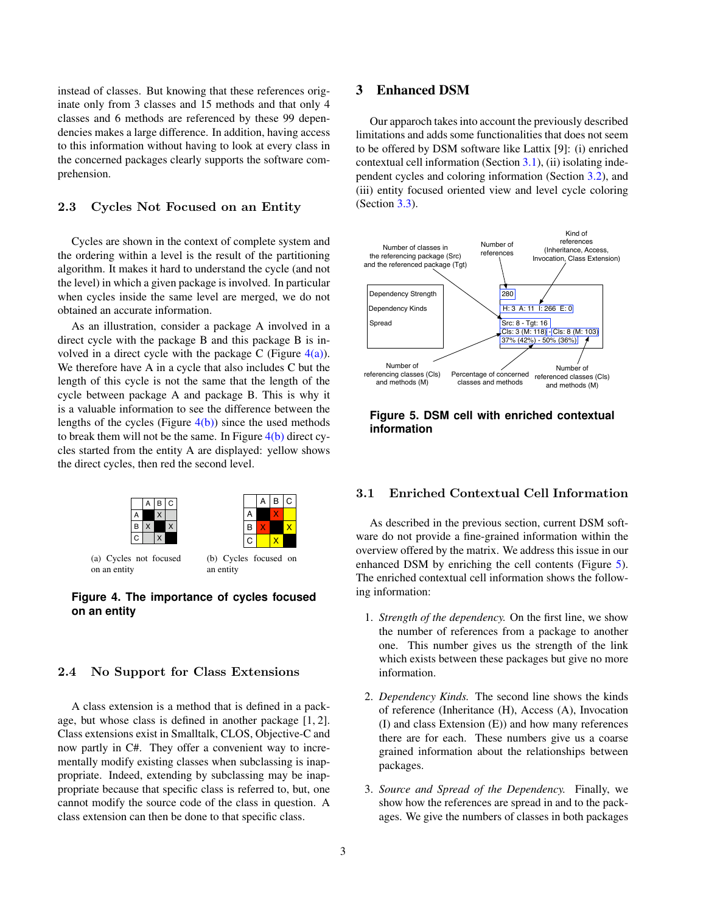instead of classes. But knowing that these references originate only from 3 classes and 15 methods and that only 4 classes and 6 methods are referenced by these 99 dependencies makes a large difference. In addition, having access to this information without having to look at every class in the concerned packages clearly supports the software comprehension.

### 2.3 Cycles Not Focused on an Entity

Cycles are shown in the context of complete system and the ordering within a level is the result of the partitioning algorithm. It makes it hard to understand the cycle (and not the level) in which a given package is involved. In particular when cycles inside the same level are merged, we do not obtained an accurate information.

As an illustration, consider a package A involved in a direct cycle with the package B and this package B is involved in a direct cycle with the package C (Figure 4(a)). We therefore have A in a cycle that also includes C but the length of this cycle is not the same that the length of the cycle between package A and package B. This is why it is a valuable information to see the difference between the lengths of the cycles (Figure 4(b)) since the used methods to break them will not be the same. In Figure 4(b) direct cycles started from the entity A are displayed: yellow shows the direct cycles, then red the second level.

|   | A | B | C |
|---|---|---|---|
| A |   | X |   |
| B | X |   | X |
| C |   | X |   |

(a) Cycles not focused on an entity

|   | A | B | C |
|---|---|---|---|
| A |   | X |   |
| B | X |   | X |
| C |   | X |   |

(b) Cycles focused on an entity

**Figure 4. The importance of cycles focused on an entity**

### 2.4 No Support for Class Extensions

A class extension is a method that is defined in a package, but whose class is defined in another package [1, 2]. Class extensions exist in Smalltalk, CLOS, Objective-C and now partly in C#. They offer a convenient way to incrementally modify existing classes when subclassing is inappropriate. Indeed, extending by subclassing may be inappropriate because that specific class is referred to, but, one cannot modify the source code of the class in question. A class extension can then be done to that specific class.

## 3 Enhanced DSM

Our apparoach takes into account the previously described limitations and adds some functionalities that does not seem to be offered by DSM software like Lattix [9]: (i) enriched contextual cell information (Section 3.1), (ii) isolating independent cycles and coloring information (Section 3.2), and (iii) entity focused oriented view and level cycle coloring (Section 3.3).

Dependency Strength / Dependency Kinds / Spread

280
H: 3 A: 11 I: 266 E: 0
Src: 8 - Tgt: 16
Cls: 3 (M: 118) - Cls: 8 (M: 103)
37% (42%) - 50% (36%)

Number of classes in the referencing package (Src) and the referenced package (Tgt); Number of references; Kind of references (Inheritance, Access, Invocation, Class Extension); Number of referencing classes (Cls) and methods (M); Percentage of concerned classes and methods; Number of referenced classes (Cls) and methods (M)

**Figure 5. DSM cell with enriched contextual information**

### 3.1 Enriched Contextual Cell Information

As described in the previous section, current DSM software do not provide a fine-grained information within the overview offered by the matrix. We address this issue in our enhanced DSM by enriching the cell contents (Figure 5). The enriched contextual cell information shows the following information:

1. *Strength of the dependency.* On the first line, we show the number of references from a package to another one. This number gives us the strength of the link which exists between these packages but give no more information.

2. *Dependency Kinds.* The second line shows the kinds of reference (Inheritance (H), Access (A), Invocation (I) and class Extension (E)) and how many references there are for each. These numbers give us a coarse grained information about the relationships between packages.

3. *Source and Spread of the Dependency.* Finally, we show how the references are spread in and to the packages. We give the numbers of classes in both packages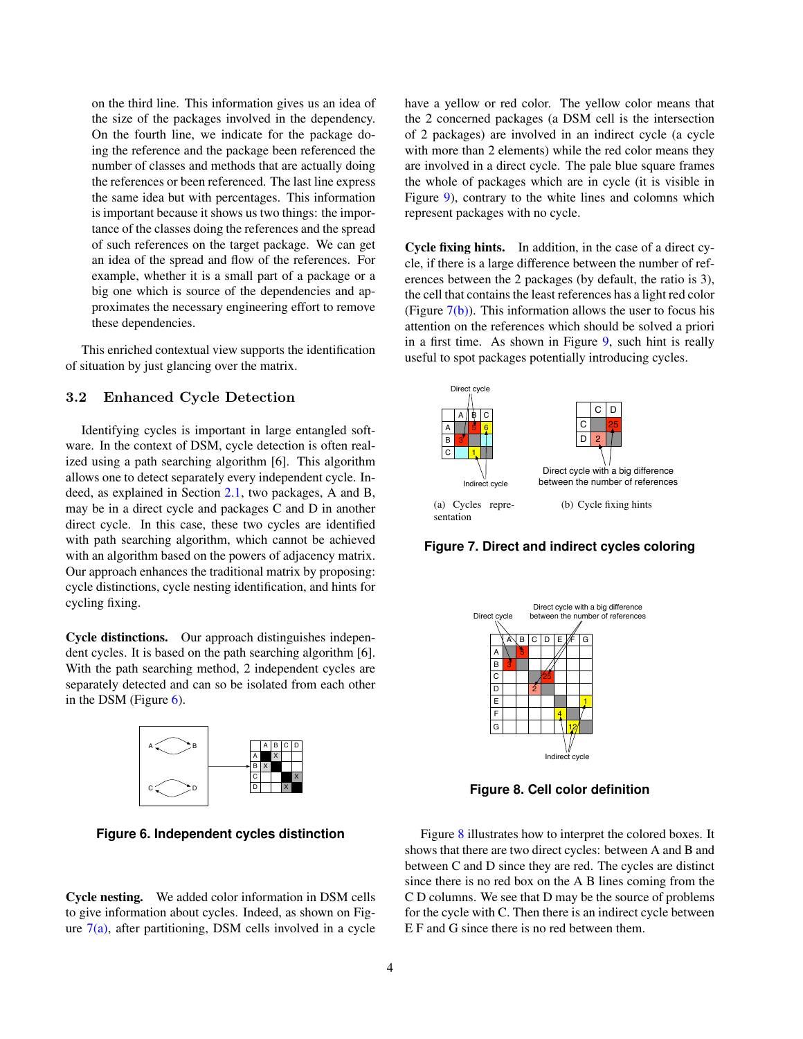on the third line. This information gives us an idea of the size of the packages involved in the dependency. On the fourth line, we indicate for the package doing the reference and the package been referenced the number of classes and methods that are actually doing the references or been referenced. The last line express the same idea but with percentages. This information is important because it shows us two things: the importance of the classes doing the references and the spread of such references on the target package. We can get an idea of the spread and flow of the references. For example, whether it is a small part of a package or a big one which is source of the dependencies and approximates the necessary engineering effort to remove these dependencies.

This enriched contextual view supports the identification of situation by just glancing over the matrix.

## 3.2 Enhanced Cycle Detection

Identifying cycles is important in large entangled software. In the context of DSM, cycle detection is often realized using a path searching algorithm [6]. This algorithm allows one to detect separately every independent cycle. Indeed, as explained in Section 2.1, two packages, A and B, may be in a direct cycle and packages C and D in another direct cycle. In this case, these two cycles are identified with path searching algorithm, which cannot be achieved with an algorithm based on the powers of adjacency matrix. Our approach enhances the traditional matrix by proposing: cycle distinctions, cycle nesting identification, and hints for cycling fixing.

**Cycle distinctions.** Our approach distinguishes independent cycles. It is based on the path searching algorithm [6]. With the path searching method, 2 independent cycles are separately detected and can so be isolated from each other in the DSM (Figure 6).

**Figure 6. Independent cycles distinction**

**Cycle nesting.** We added color information in DSM cells to give information about cycles. Indeed, as shown on Figure 7(a), after partitioning, DSM cells involved in a cycle have a yellow or red color. The yellow color means that the 2 concerned packages (a DSM cell is the intersection of 2 packages) are involved in an indirect cycle (a cycle with more than 2 elements) while the red color means they are involved in a direct cycle. The pale blue square frames the whole of packages which are in cycle (it is visible in Figure 9), contrary to the white lines and colomns which represent packages with no cycle.

**Cycle fixing hints.** In addition, in the case of a direct cycle, if there is a large difference between the number of references between the 2 packages (by default, the ratio is 3), the cell that contains the least references has a light red color (Figure 7(b)). This information allows the user to focus his attention on the references which should be solved a priori in a first time. As shown in Figure 9, such hint is really useful to spot packages potentially introducing cycles.

(a) Cycles representation (b) Cycle fixing hints

**Figure 7. Direct and indirect cycles coloring**

**Figure 8. Cell color definition**

Figure 8 illustrates how to interpret the colored boxes. It shows that there are two direct cycles: between A and B and between C and D since they are red. The cycles are distinct since there is no red box on the A B lines coming from the C D columns. We see that D may be the source of problems for the cycle with C. Then there is an indirect cycle between E F and G since there is no red between them.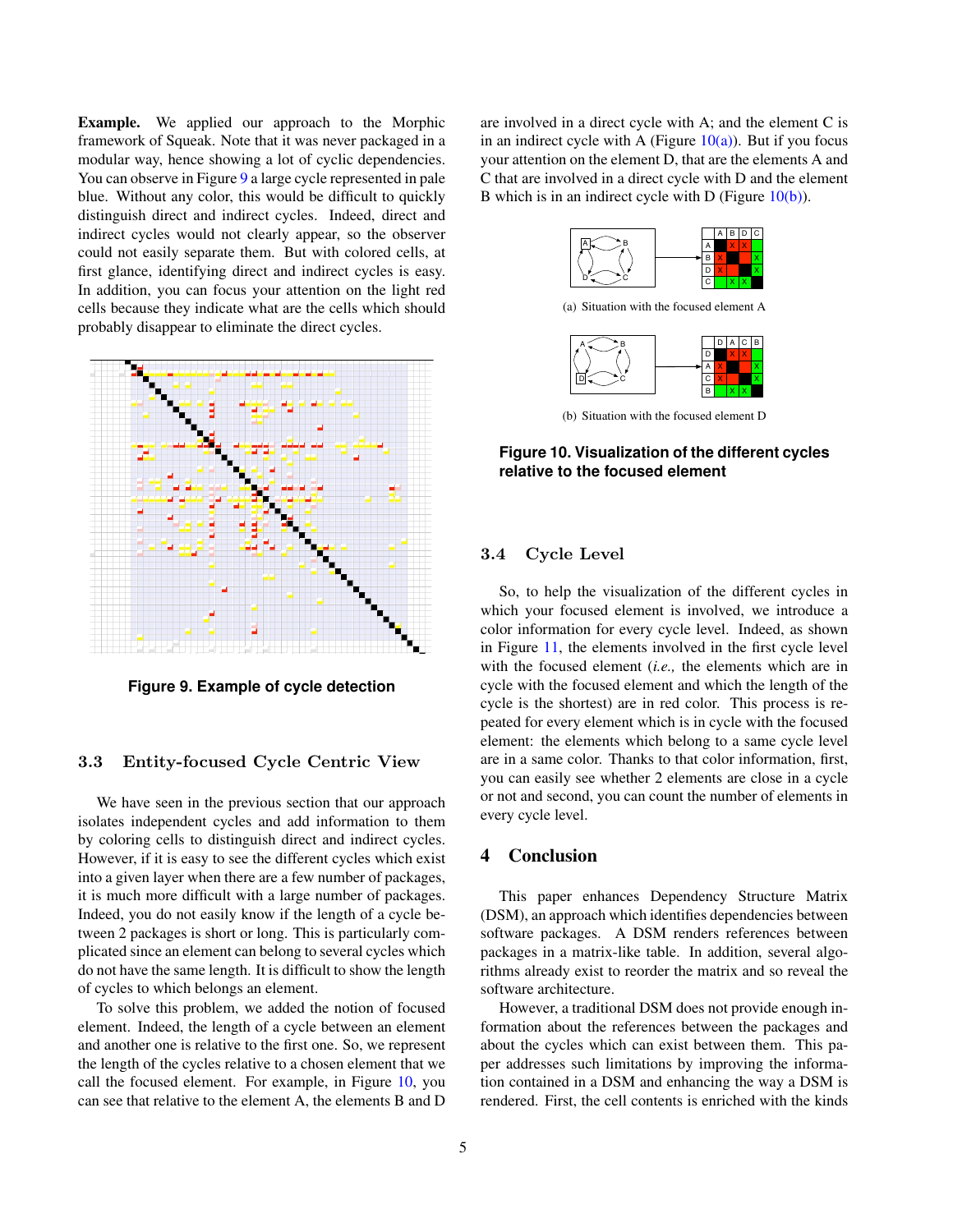**Example.** We applied our approach to the Morphic framework of Squeak. Note that it was never packaged in a modular way, hence showing a lot of cyclic dependencies. You can observe in Figure 9 a large cycle represented in pale blue. Without any color, this would be difficult to quickly distinguish direct and indirect cycles. Indeed, direct and indirect cycles would not clearly appear, so the observer could not easily separate them. But with colored cells, at first glance, identifying direct and indirect cycles is easy. In addition, you can focus your attention on the light red cells because they indicate what are the cells which should probably disappear to eliminate the direct cycles.

**Figure 9. Example of cycle detection**

### 3.3 Entity-focused Cycle Centric View

We have seen in the previous section that our approach isolates independent cycles and add information to them by coloring cells to distinguish direct and indirect cycles. However, if it is easy to see the different cycles which exist into a given layer when there are a few number of packages, it is much more difficult with a large number of packages. Indeed, you do not easily know if the length of a cycle between 2 packages is short or long. This is particularly complicated since an element can belong to several cycles which do not have the same length. It is difficult to show the length of cycles to which belongs an element.

To solve this problem, we added the notion of focused element. Indeed, the length of a cycle between an element and another one is relative to the first one. So, we represent the length of the cycles relative to a chosen element that we call the focused element. For example, in Figure 10, you can see that relative to the element A, the elements B and D are involved in a direct cycle with A; and the element C is in an indirect cycle with A (Figure 10(a)). But if you focus your attention on the element D, that are the elements A and C that are involved in a direct cycle with D and the element B which is in an indirect cycle with D (Figure 10(b)).

(a) Situation with the focused element A

(b) Situation with the focused element D

**Figure 10. Visualization of the different cycles relative to the focused element**

### 3.4 Cycle Level

So, to help the visualization of the different cycles in which your focused element is involved, we introduce a color information for every cycle level. Indeed, as shown in Figure 11, the elements involved in the first cycle level with the focused element (*i.e.,* the elements which are in cycle with the focused element and which the length of the cycle is the shortest) are in red color. This process is repeated for every element which is in cycle with the focused element: the elements which belong to a same cycle level are in a same color. Thanks to that color information, first, you can easily see whether 2 elements are close in a cycle or not and second, you can count the number of elements in every cycle level.

## 4 Conclusion

This paper enhances Dependency Structure Matrix (DSM), an approach which identifies dependencies between software packages. A DSM renders references between packages in a matrix-like table. In addition, several algorithms already exist to reorder the matrix and so reveal the software architecture.

However, a traditional DSM does not provide enough information about the references between the packages and about the cycles which can exist between them. This paper addresses such limitations by improving the information contained in a DSM and enhancing the way a DSM is rendered. First, the cell contents is enriched with the kinds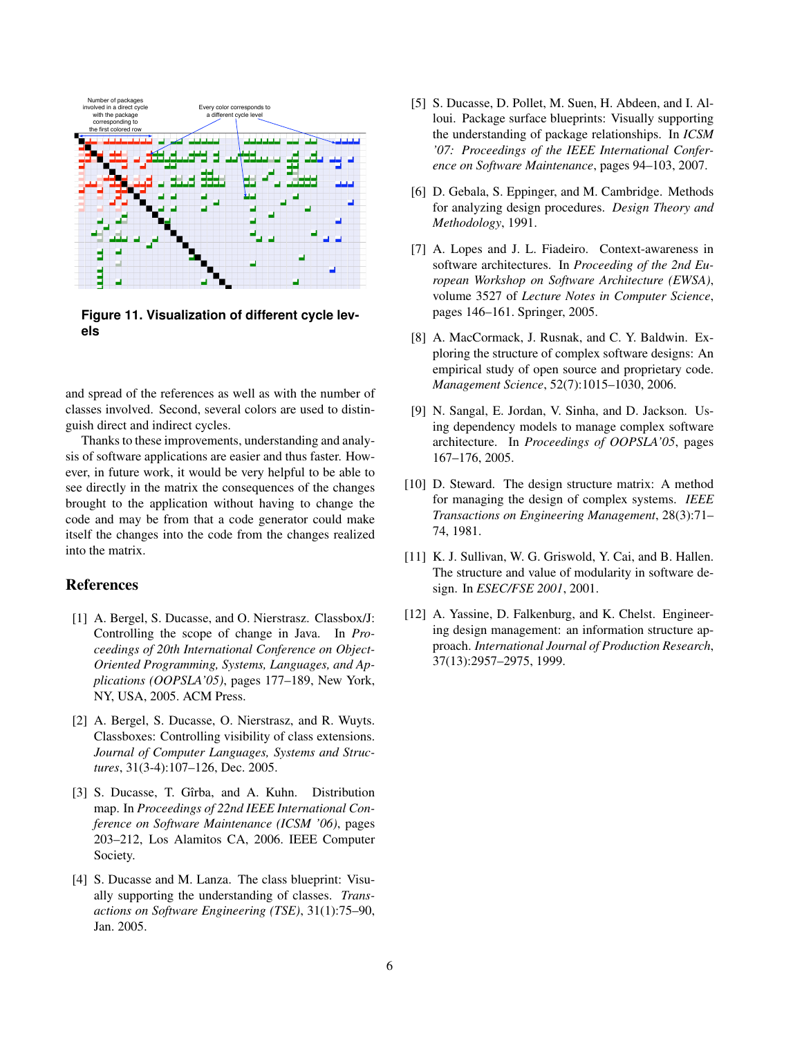Number of packages involved in a direct cycle with the package corresponding to the first colored row

Every color corresponds to a different cycle level

**Figure 11. Visualization of different cycle levels**

and spread of the references as well as with the number of classes involved. Second, several colors are used to distinguish direct and indirect cycles.

Thanks to these improvements, understanding and analysis of software applications are easier and thus faster. However, in future work, it would be very helpful to be able to see directly in the matrix the consequences of the changes brought to the application without having to change the code and may be from that a code generator could make itself the changes into the code from the changes realized into the matrix.

## References

[1] A. Bergel, S. Ducasse, and O. Nierstrasz. Classbox/J: Controlling the scope of change in Java. In *Proceedings of 20th International Conference on Object-Oriented Programming, Systems, Languages, and Applications (OOPSLA'05)*, pages 177–189, New York, NY, USA, 2005. ACM Press.

[2] A. Bergel, S. Ducasse, O. Nierstrasz, and R. Wuyts. Classboxes: Controlling visibility of class extensions. *Journal of Computer Languages, Systems and Structures*, 31(3-4):107–126, Dec. 2005.

[3] S. Ducasse, T. Gîrba, and A. Kuhn. Distribution map. In *Proceedings of 22nd IEEE International Conference on Software Maintenance (ICSM '06)*, pages 203–212, Los Alamitos CA, 2006. IEEE Computer Society.

[4] S. Ducasse and M. Lanza. The class blueprint: Visually supporting the understanding of classes. *Transactions on Software Engineering (TSE)*, 31(1):75–90, Jan. 2005.

[5] S. Ducasse, D. Pollet, M. Suen, H. Abdeen, and I. Alloui. Package surface blueprints: Visually supporting the understanding of package relationships. In *ICSM '07: Proceedings of the IEEE International Conference on Software Maintenance*, pages 94–103, 2007.

[6] D. Gebala, S. Eppinger, and M. Cambridge. Methods for analyzing design procedures. *Design Theory and Methodology*, 1991.

[7] A. Lopes and J. L. Fiadeiro. Context-awareness in software architectures. In *Proceeding of the 2nd European Workshop on Software Architecture (EWSA)*, volume 3527 of *Lecture Notes in Computer Science*, pages 146–161. Springer, 2005.

[8] A. MacCormack, J. Rusnak, and C. Y. Baldwin. Exploring the structure of complex software designs: An empirical study of open source and proprietary code. *Management Science*, 52(7):1015–1030, 2006.

[9] N. Sangal, E. Jordan, V. Sinha, and D. Jackson. Using dependency models to manage complex software architecture. In *Proceedings of OOPSLA'05*, pages 167–176, 2005.

[10] D. Steward. The design structure matrix: A method for managing the design of complex systems. *IEEE Transactions on Engineering Management*, 28(3):71–74, 1981.

[11] K. J. Sullivan, W. G. Griswold, Y. Cai, and B. Hallen. The structure and value of modularity in software design. In *ESEC/FSE 2001*, 2001.

[12] A. Yassine, D. Falkenburg, and K. Chelst. Engineering design management: an information structure approach. *International Journal of Production Research*, 37(13):2957–2975, 1999.